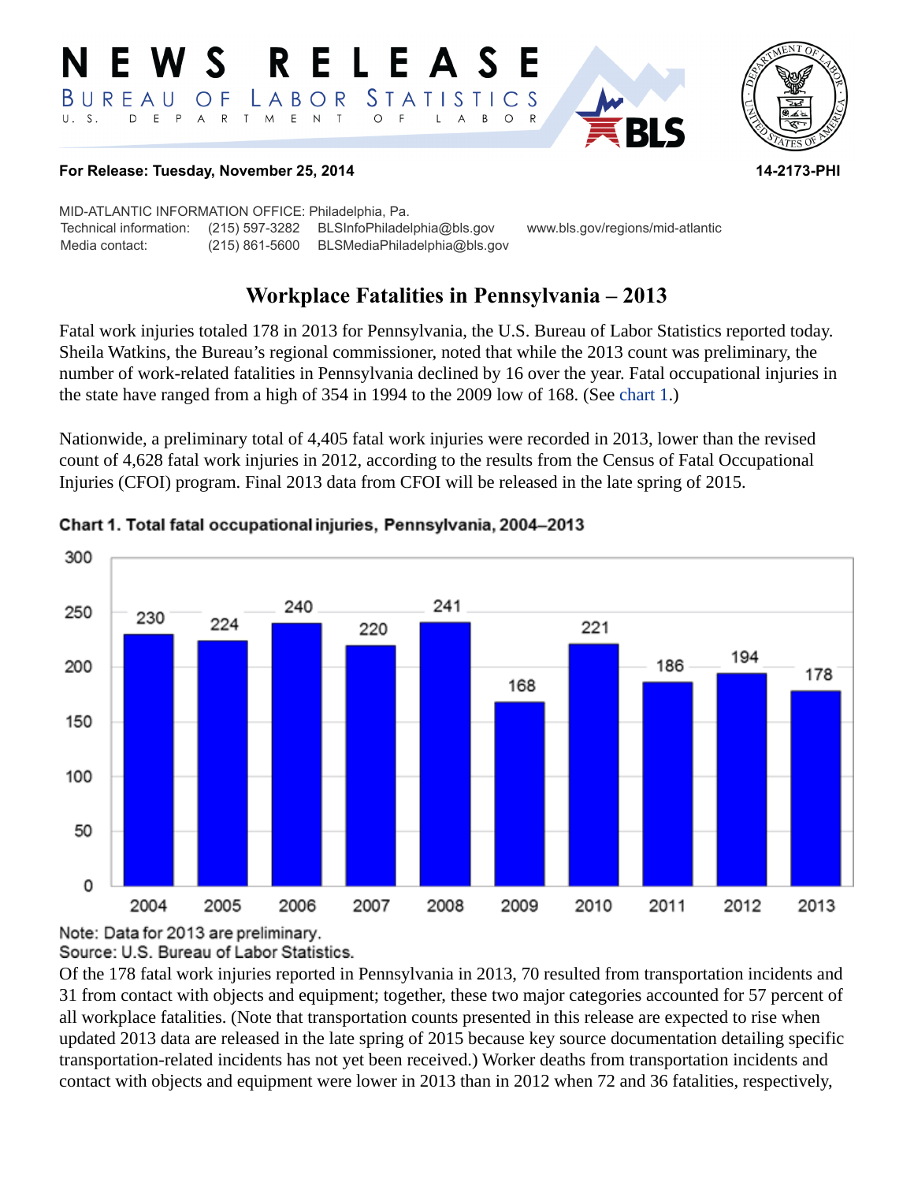# NEWS RELEASE

BUREAU OF LABOR STATISTICS
U. S. DEPARTMENT OF LABOR

**For Release: Tuesday, November 25, 2014** **14-2173-PHI**

MID-ATLANTIC INFORMATION OFFICE: Philadelphia, Pa.

| | | | |
|---|---|---|---|
| Technical information: | (215) 597-3282 | BLSInfoPhiladelphia@bls.gov | www.bls.gov/regions/mid-atlantic |
| Media contact: | (215) 861-5600 | BLSMediaPhiladelphia@bls.gov | |

## Workplace Fatalities in Pennsylvania – 2013

Fatal work injuries totaled 178 in 2013 for Pennsylvania, the U.S. Bureau of Labor Statistics reported today. Sheila Watkins, the Bureau's regional commissioner, noted that while the 2013 count was preliminary, the number of work-related fatalities in Pennsylvania declined by 16 over the year. Fatal occupational injuries in the state have ranged from a high of 354 in 1994 to the 2009 low of 168. (See chart 1.)

Nationwide, a preliminary total of 4,405 fatal work injuries were recorded in 2013, lower than the revised count of 4,628 fatal work injuries in 2012, according to the results from the Census of Fatal Occupational Injuries (CFOI) program. Final 2013 data from CFOI will be released in the late spring of 2015.

**Chart 1. Total fatal occupational injuries, Pennsylvania, 2004–2013**

| Year | Fatal occupational injuries |
|---|---|
| 2004 | 230 |
| 2005 | 224 |
| 2006 | 240 |
| 2007 | 220 |
| 2008 | 241 |
| 2009 | 168 |
| 2010 | 221 |
| 2011 | 186 |
| 2012 | 194 |
| 2013 | 178 |

Note: Data for 2013 are preliminary.
Source: U.S. Bureau of Labor Statistics.

Of the 178 fatal work injuries reported in Pennsylvania in 2013, 70 resulted from transportation incidents and 31 from contact with objects and equipment; together, these two major categories accounted for 57 percent of all workplace fatalities. (Note that transportation counts presented in this release are expected to rise when updated 2013 data are released in the late spring of 2015 because key source documentation detailing specific transportation-related incidents has not yet been received.) Worker deaths from transportation incidents and contact with objects and equipment were lower in 2013 than in 2012 when 72 and 36 fatalities, respectively,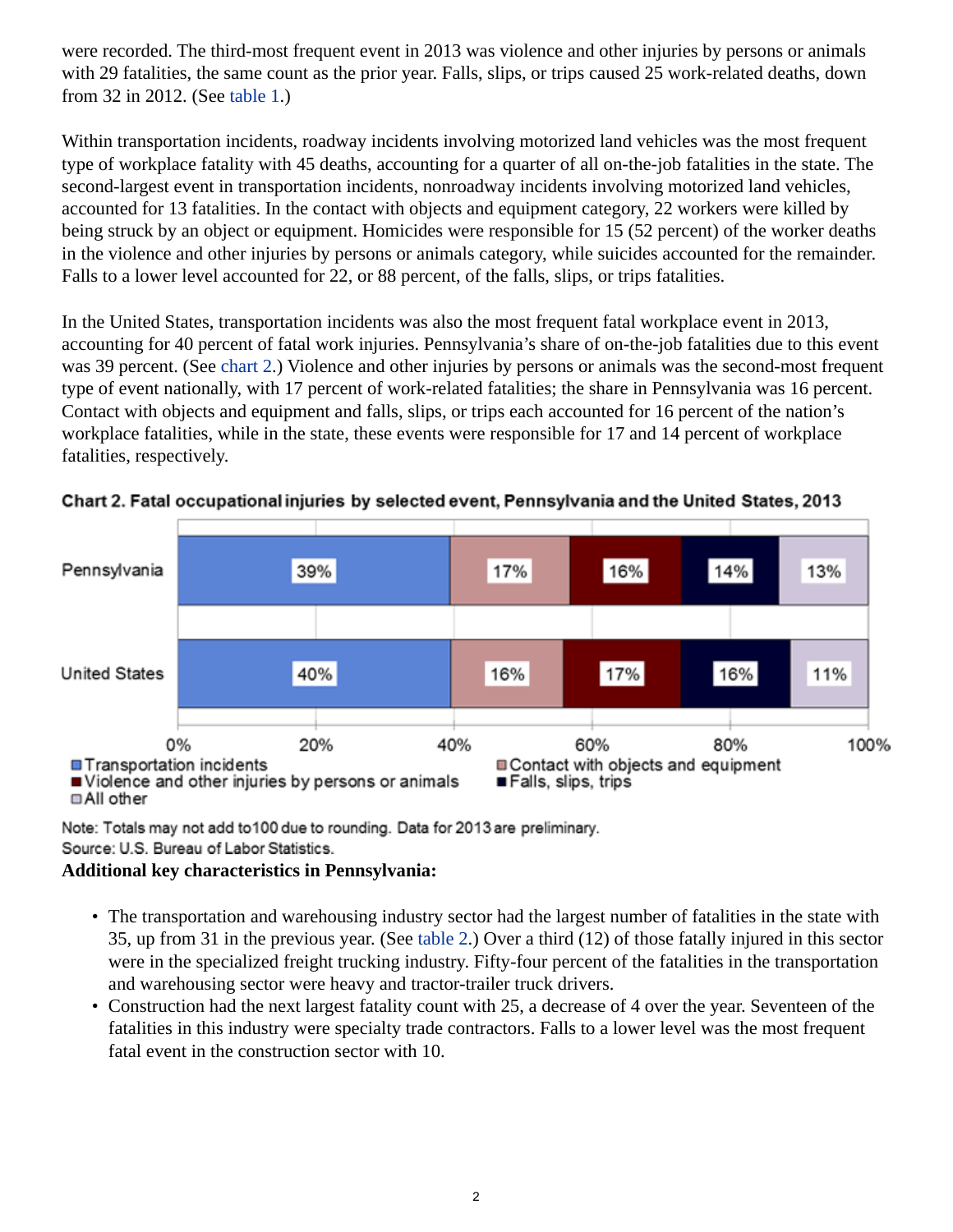were recorded. The third-most frequent event in 2013 was violence and other injuries by persons or animals with 29 fatalities, the same count as the prior year. Falls, slips, or trips caused 25 work-related deaths, down from 32 in 2012. (See table 1.)

Within transportation incidents, roadway incidents involving motorized land vehicles was the most frequent type of workplace fatality with 45 deaths, accounting for a quarter of all on-the-job fatalities in the state. The second-largest event in transportation incidents, nonroadway incidents involving motorized land vehicles, accounted for 13 fatalities. In the contact with objects and equipment category, 22 workers were killed by being struck by an object or equipment. Homicides were responsible for 15 (52 percent) of the worker deaths in the violence and other injuries by persons or animals category, while suicides accounted for the remainder. Falls to a lower level accounted for 22, or 88 percent, of the falls, slips, or trips fatalities.

In the United States, transportation incidents was also the most frequent fatal workplace event in 2013, accounting for 40 percent of fatal work injuries. Pennsylvania's share of on-the-job fatalities due to this event was 39 percent. (See chart 2.) Violence and other injuries by persons or animals was the second-most frequent type of event nationally, with 17 percent of work-related fatalities; the share in Pennsylvania was 16 percent. Contact with objects and equipment and falls, slips, or trips each accounted for 16 percent of the nation's workplace fatalities, while in the state, these events were responsible for 17 and 14 percent of workplace fatalities, respectively.

**Chart 2. Fatal occupational injuries by selected event, Pennsylvania and the United States, 2013**

| | Transportation incidents | Contact with objects and equipment | Violence and other injuries by persons or animals | Falls, slips, trips | All other |
|---|---|---|---|---|---|
| Pennsylvania | 39% | 17% | 16% | 14% | 13% |
| United States | 40% | 16% | 17% | 16% | 11% |

Note: Totals may not add to100 due to rounding. Data for 2013 are preliminary.
Source: U.S. Bureau of Labor Statistics.

**Additional key characteristics in Pennsylvania:**

- The transportation and warehousing industry sector had the largest number of fatalities in the state with 35, up from 31 in the previous year. (See table 2.) Over a third (12) of those fatally injured in this sector were in the specialized freight trucking industry. Fifty-four percent of the fatalities in the transportation and warehousing sector were heavy and tractor-trailer truck drivers.
- Construction had the next largest fatality count with 25, a decrease of 4 over the year. Seventeen of the fatalities in this industry were specialty trade contractors. Falls to a lower level was the most frequent fatal event in the construction sector with 10.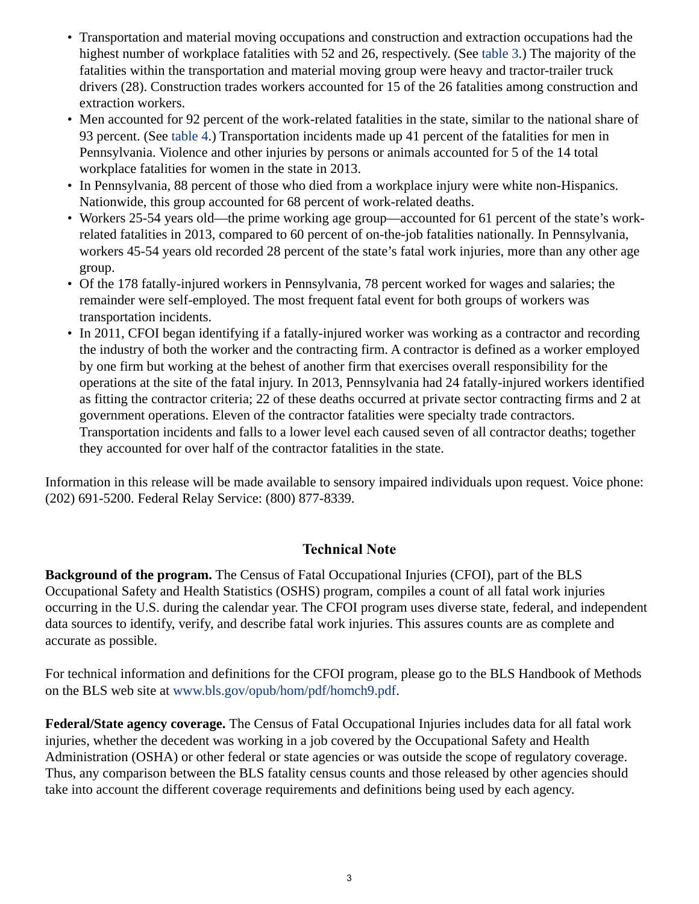- Transportation and material moving occupations and construction and extraction occupations had the highest number of workplace fatalities with 52 and 26, respectively. (See table 3.) The majority of the fatalities within the transportation and material moving group were heavy and tractor-trailer truck drivers (28). Construction trades workers accounted for 15 of the 26 fatalities among construction and extraction workers.
- Men accounted for 92 percent of the work-related fatalities in the state, similar to the national share of 93 percent. (See table 4.) Transportation incidents made up 41 percent of the fatalities for men in Pennsylvania. Violence and other injuries by persons or animals accounted for 5 of the 14 total workplace fatalities for women in the state in 2013.
- In Pennsylvania, 88 percent of those who died from a workplace injury were white non-Hispanics. Nationwide, this group accounted for 68 percent of work-related deaths.
- Workers 25-54 years old—the prime working age group—accounted for 61 percent of the state's work-related fatalities in 2013, compared to 60 percent of on-the-job fatalities nationally. In Pennsylvania, workers 45-54 years old recorded 28 percent of the state's fatal work injuries, more than any other age group.
- Of the 178 fatally-injured workers in Pennsylvania, 78 percent worked for wages and salaries; the remainder were self-employed. The most frequent fatal event for both groups of workers was transportation incidents.
- In 2011, CFOI began identifying if a fatally-injured worker was working as a contractor and recording the industry of both the worker and the contracting firm. A contractor is defined as a worker employed by one firm but working at the behest of another firm that exercises overall responsibility for the operations at the site of the fatal injury. In 2013, Pennsylvania had 24 fatally-injured workers identified as fitting the contractor criteria; 22 of these deaths occurred at private sector contracting firms and 2 at government operations. Eleven of the contractor fatalities were specialty trade contractors. Transportation incidents and falls to a lower level each caused seven of all contractor deaths; together they accounted for over half of the contractor fatalities in the state.

Information in this release will be made available to sensory impaired individuals upon request. Voice phone: (202) 691-5200. Federal Relay Service: (800) 877-8339.

## Technical Note

**Background of the program.** The Census of Fatal Occupational Injuries (CFOI), part of the BLS Occupational Safety and Health Statistics (OSHS) program, compiles a count of all fatal work injuries occurring in the U.S. during the calendar year. The CFOI program uses diverse state, federal, and independent data sources to identify, verify, and describe fatal work injuries. This assures counts are as complete and accurate as possible.

For technical information and definitions for the CFOI program, please go to the BLS Handbook of Methods on the BLS web site at www.bls.gov/opub/hom/pdf/homch9.pdf.

**Federal/State agency coverage.** The Census of Fatal Occupational Injuries includes data for all fatal work injuries, whether the decedent was working in a job covered by the Occupational Safety and Health Administration (OSHA) or other federal or state agencies or was outside the scope of regulatory coverage. Thus, any comparison between the BLS fatality census counts and those released by other agencies should take into account the different coverage requirements and definitions being used by each agency.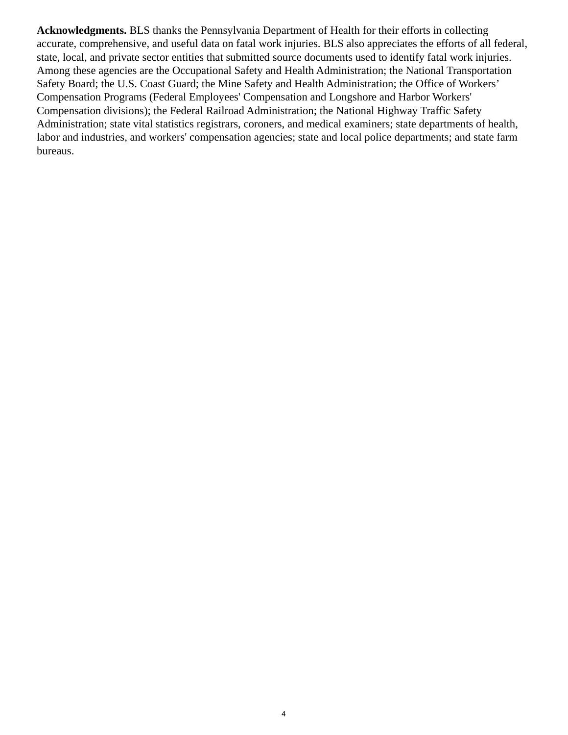**Acknowledgments.** BLS thanks the Pennsylvania Department of Health for their efforts in collecting accurate, comprehensive, and useful data on fatal work injuries. BLS also appreciates the efforts of all federal, state, local, and private sector entities that submitted source documents used to identify fatal work injuries. Among these agencies are the Occupational Safety and Health Administration; the National Transportation Safety Board; the U.S. Coast Guard; the Mine Safety and Health Administration; the Office of Workers' Compensation Programs (Federal Employees' Compensation and Longshore and Harbor Workers' Compensation divisions); the Federal Railroad Administration; the National Highway Traffic Safety Administration; state vital statistics registrars, coroners, and medical examiners; state departments of health, labor and industries, and workers' compensation agencies; state and local police departments; and state farm bureaus.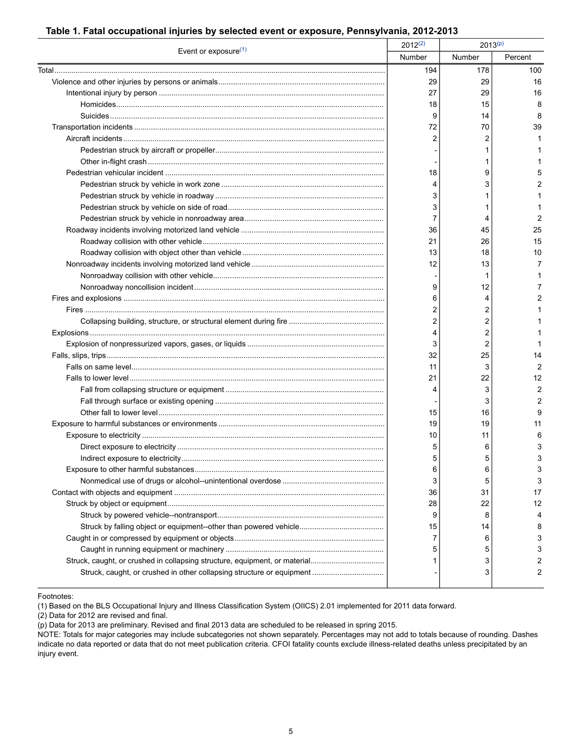## Table 1. Fatal occupational injuries by selected event or exposure, Pennsylvania, 2012-2013

| Event or exposure[(1)] | 2012[(2)] | 2013[(p)] | |
|---|---|---|---|
| | Number | Number | Percent |
| Total | 194 | 178 | 100 |
| Violence and other injuries by persons or animals | 29 | 29 | 16 |
| Intentional injury by person | 27 | 29 | 16 |
| Homicides | 18 | 15 | 8 |
| Suicides | 9 | 14 | 8 |
| Transportation incidents | 72 | 70 | 39 |
| Aircraft incidents | 2 | 2 | 1 |
| Pedestrian struck by aircraft or propeller | - | 1 | 1 |
| Other in-flight crash | - | 1 | 1 |
| Pedestrian vehicular incident | 18 | 9 | 5 |
| Pedestrian struck by vehicle in work zone | 4 | 3 | 2 |
| Pedestrian struck by vehicle in roadway | 3 | 1 | 1 |
| Pedestrian struck by vehicle on side of road | 3 | 1 | 1 |
| Pedestrian struck by vehicle in nonroadway area | 7 | 4 | 2 |
| Roadway incidents involving motorized land vehicle | 36 | 45 | 25 |
| Roadway collision with other vehicle | 21 | 26 | 15 |
| Roadway collision with object other than vehicle | 13 | 18 | 10 |
| Nonroadway incidents involving motorized land vehicle | 12 | 13 | 7 |
| Nonroadway collision with other vehicle | - | 1 | 1 |
| Nonroadway noncollision incident | 9 | 12 | 7 |
| Fires and explosions | 6 | 4 | 2 |
| Fires | 2 | 2 | 1 |
| Collapsing building, structure, or structural element during fire | 2 | 2 | 1 |
| Explosions | 4 | 2 | 1 |
| Explosion of nonpressurized vapors, gases, or liquids | 3 | 2 | 1 |
| Falls, slips, trips | 32 | 25 | 14 |
| Falls on same level | 11 | 3 | 2 |
| Falls to lower level | 21 | 22 | 12 |
| Fall from collapsing structure or equipment | 4 | 3 | 2 |
| Fall through surface or existing opening | - | 3 | 2 |
| Other fall to lower level | 15 | 16 | 9 |
| Exposure to harmful substances or environments | 19 | 19 | 11 |
| Exposure to electricity | 10 | 11 | 6 |
| Direct exposure to electricity | 5 | 6 | 3 |
| Indirect exposure to electricity | 5 | 5 | 3 |
| Exposure to other harmful substances | 6 | 6 | 3 |
| Nonmedical use of drugs or alcohol--unintentional overdose | 3 | 5 | 3 |
| Contact with objects and equipment | 36 | 31 | 17 |
| Struck by object or equipment | 28 | 22 | 12 |
| Struck by powered vehicle--nontransport | 9 | 8 | 4 |
| Struck by falling object or equipment--other than powered vehicle | 15 | 14 | 8 |
| Caught in or compressed by equipment or objects | 7 | 6 | 3 |
| Caught in running equipment or machinery | 5 | 5 | 3 |
| Struck, caught, or crushed in collapsing structure, equipment, or material | 1 | 3 | 2 |
| Struck, caught, or crushed in other collapsing structure or equipment | - | 3 | 2 |

Footnotes:
(1) Based on the BLS Occupational Injury and Illness Classification System (OIICS) 2.01 implemented for 2011 data forward.
(2) Data for 2012 are revised and final.
(p) Data for 2013 are preliminary. Revised and final 2013 data are scheduled to be released in spring 2015.
NOTE: Totals for major categories may include subcategories not shown separately. Percentages may not add to totals because of rounding. Dashes indicate no data reported or data that do not meet publication criteria. CFOI fatality counts exclude illness-related deaths unless precipitated by an injury event.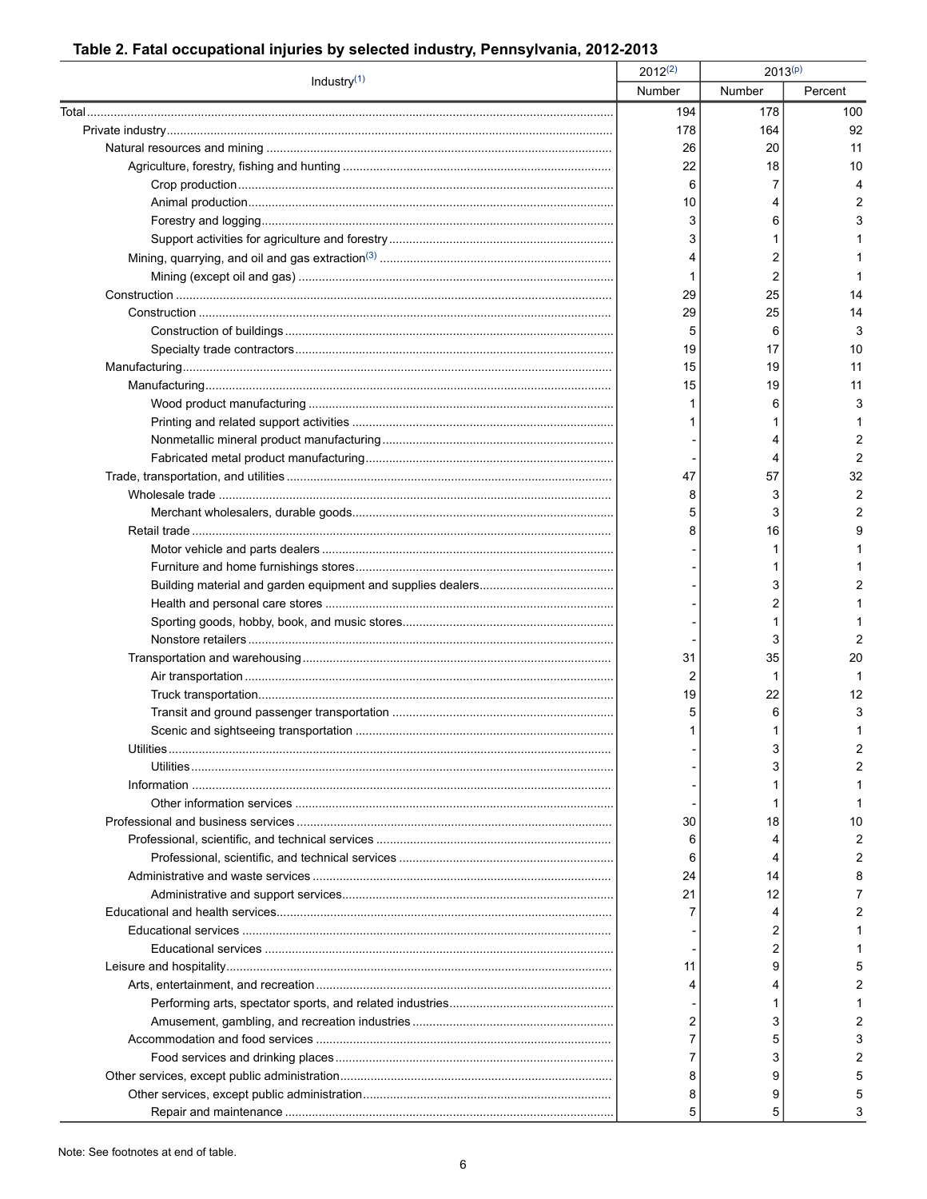**Table 2. Fatal occupational injuries by selected industry, Pennsylvania, 2012-2013**

| Industry[1] | 2012[2] | 2013[p] | |
|---|---|---|---|
| | Number | Number | Percent |
| Total | 194 | 178 | 100 |
| Private industry | 178 | 164 | 92 |
| Natural resources and mining | 26 | 20 | 11 |
| Agriculture, forestry, fishing and hunting | 22 | 18 | 10 |
| Crop production | 6 | 7 | 4 |
| Animal production | 10 | 4 | 2 |
| Forestry and logging | 3 | 6 | 3 |
| Support activities for agriculture and forestry | 3 | 1 | 1 |
| Mining, quarrying, and oil and gas extraction[3] | 4 | 2 | 1 |
| Mining (except oil and gas) | 1 | 2 | 1 |
| Construction | 29 | 25 | 14 |
| Construction | 29 | 25 | 14 |
| Construction of buildings | 5 | 6 | 3 |
| Specialty trade contractors | 19 | 17 | 10 |
| Manufacturing | 15 | 19 | 11 |
| Manufacturing | 15 | 19 | 11 |
| Wood product manufacturing | 1 | 6 | 3 |
| Printing and related support activities | 1 | 1 | 1 |
| Nonmetallic mineral product manufacturing | - | 4 | 2 |
| Fabricated metal product manufacturing | - | 4 | 2 |
| Trade, transportation, and utilities | 47 | 57 | 32 |
| Wholesale trade | 8 | 3 | 2 |
| Merchant wholesalers, durable goods | 5 | 3 | 2 |
| Retail trade | 8 | 16 | 9 |
| Motor vehicle and parts dealers | - | 1 | 1 |
| Furniture and home furnishings stores | - | 1 | 1 |
| Building material and garden equipment and supplies dealers | - | 3 | 2 |
| Health and personal care stores | - | 2 | 1 |
| Sporting goods, hobby, book, and music stores | - | 1 | 1 |
| Nonstore retailers | - | 3 | 2 |
| Transportation and warehousing | 31 | 35 | 20 |
| Air transportation | 2 | 1 | 1 |
| Truck transportation | 19 | 22 | 12 |
| Transit and ground passenger transportation | 5 | 6 | 3 |
| Scenic and sightseeing transportation | 1 | 1 | 1 |
| Utilities | - | 3 | 2 |
| Utilities | - | 3 | 2 |
| Information | - | 1 | 1 |
| Other information services | - | 1 | 1 |
| Professional and business services | 30 | 18 | 10 |
| Professional, scientific, and technical services | 6 | 4 | 2 |
| Professional, scientific, and technical services | 6 | 4 | 2 |
| Administrative and waste services | 24 | 14 | 8 |
| Administrative and support services | 21 | 12 | 7 |
| Educational and health services | 7 | 4 | 2 |
| Educational services | - | 2 | 1 |
| Educational services | - | 2 | 1 |
| Leisure and hospitality | 11 | 9 | 5 |
| Arts, entertainment, and recreation | 4 | 4 | 2 |
| Performing arts, spectator sports, and related industries | - | 1 | 1 |
| Amusement, gambling, and recreation industries | 2 | 3 | 2 |
| Accommodation and food services | 7 | 5 | 3 |
| Food services and drinking places | 7 | 3 | 2 |
| Other services, except public administration | 8 | 9 | 5 |
| Other services, except public administration | 8 | 9 | 5 |
| Repair and maintenance | 5 | 5 | 3 |

Note: See footnotes at end of table.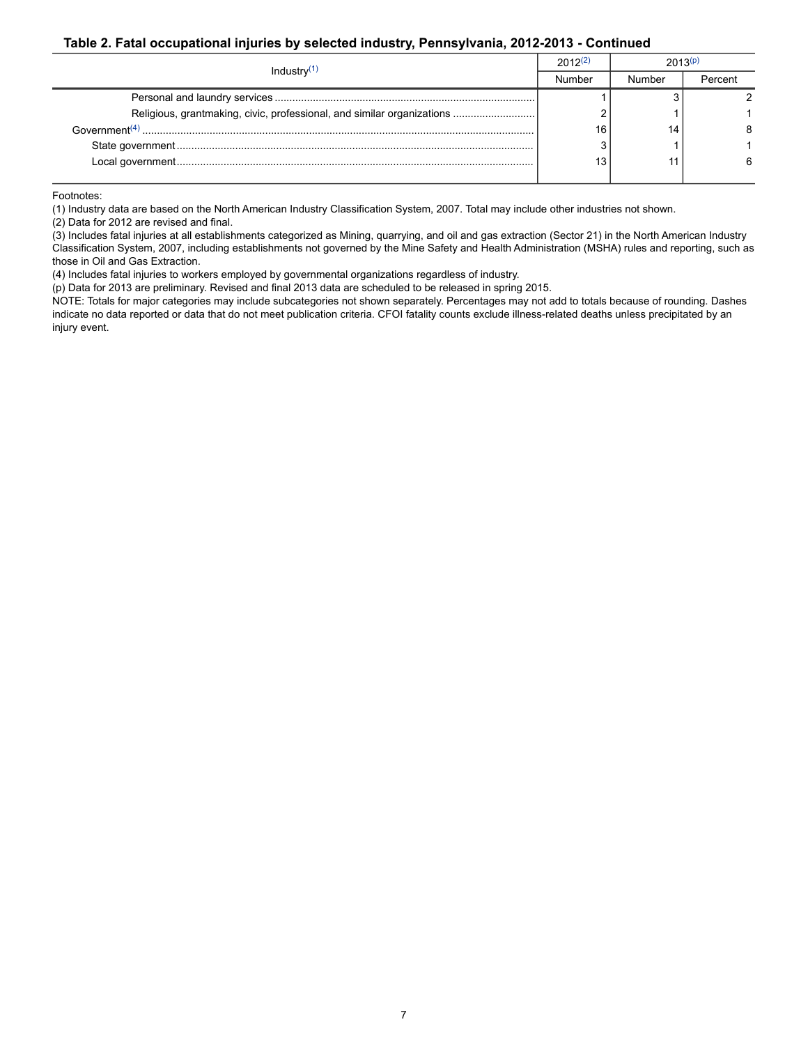### Table 2. Fatal occupational injuries by selected industry, Pennsylvania, 2012-2013 - Continued

| Industry[(1)] | 2012[(2)] | 2013[(p)] | |
|---|---|---|---|
| | Number | Number | Percent |
| Personal and laundry services | 1 | 3 | 2 |
| Religious, grantmaking, civic, professional, and similar organizations | 2 | 1 | 1 |
| Government[(4)] | 16 | 14 | 8 |
| State government | 3 | 1 | 1 |
| Local government | 13 | 11 | 6 |

Footnotes:

(1) Industry data are based on the North American Industry Classification System, 2007. Total may include other industries not shown.

(2) Data for 2012 are revised and final.

(3) Includes fatal injuries at all establishments categorized as Mining, quarrying, and oil and gas extraction (Sector 21) in the North American Industry Classification System, 2007, including establishments not governed by the Mine Safety and Health Administration (MSHA) rules and reporting, such as those in Oil and Gas Extraction.

(4) Includes fatal injuries to workers employed by governmental organizations regardless of industry.

(p) Data for 2013 are preliminary. Revised and final 2013 data are scheduled to be released in spring 2015.

NOTE: Totals for major categories may include subcategories not shown separately. Percentages may not add to totals because of rounding. Dashes indicate no data reported or data that do not meet publication criteria. CFOI fatality counts exclude illness-related deaths unless precipitated by an injury event.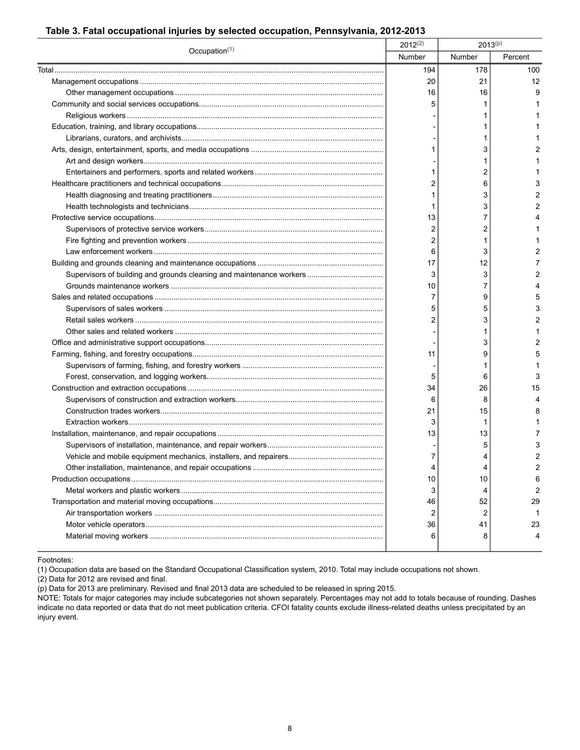**Table 3. Fatal occupational injuries by selected occupation, Pennsylvania, 2012-2013**

| Occupation[1] | 2012[2] | 2013[p] | |
|---|---|---|---|
| | Number | Number | Percent |
| Total | 194 | 178 | 100 |
| Management occupations | 20 | 21 | 12 |
| Other management occupations | 16 | 16 | 9 |
| Community and social services occupations | 5 | 1 | 1 |
| Religious workers | - | 1 | 1 |
| Education, training, and library occupations | - | 1 | 1 |
| Librarians, curators, and archivists | - | 1 | 1 |
| Arts, design, entertainment, sports, and media occupations | 1 | 3 | 2 |
| Art and design workers | - | 1 | 1 |
| Entertainers and performers, sports and related workers | 1 | 2 | 1 |
| Healthcare practitioners and technical occupations | 2 | 6 | 3 |
| Health diagnosing and treating practitioners | 1 | 3 | 2 |
| Health technologists and technicians | 1 | 3 | 2 |
| Protective service occupations | 13 | 7 | 4 |
| Supervisors of protective service workers | 2 | 2 | 1 |
| Fire fighting and prevention workers | 2 | 1 | 1 |
| Law enforcement workers | 6 | 3 | 2 |
| Building and grounds cleaning and maintenance occupations | 17 | 12 | 7 |
| Supervisors of building and grounds cleaning and maintenance workers | 3 | 3 | 2 |
| Grounds maintenance workers | 10 | 7 | 4 |
| Sales and related occupations | 7 | 9 | 5 |
| Supervisors of sales workers | 5 | 5 | 3 |
| Retail sales workers | 2 | 3 | 2 |
| Other sales and related workers | - | 1 | 1 |
| Office and administrative support occupations | - | 3 | 2 |
| Farming, fishing, and forestry occupations | 11 | 9 | 5 |
| Supervisors of farming, fishing, and forestry workers | - | 1 | 1 |
| Forest, conservation, and logging workers | 5 | 6 | 3 |
| Construction and extraction occupations | 34 | 26 | 15 |
| Supervisors of construction and extraction workers | 6 | 8 | 4 |
| Construction trades workers | 21 | 15 | 8 |
| Extraction workers | 3 | 1 | 1 |
| Installation, maintenance, and repair occupations | 13 | 13 | 7 |
| Supervisors of installation, maintenance, and repair workers | - | 5 | 3 |
| Vehicle and mobile equipment mechanics, installers, and repairers | 7 | 4 | 2 |
| Other installation, maintenance, and repair occupations | 4 | 4 | 2 |
| Production occupations | 10 | 10 | 6 |
| Metal workers and plastic workers | 3 | 4 | 2 |
| Transportation and material moving occupations | 46 | 52 | 29 |
| Air transportation workers | 2 | 2 | 1 |
| Motor vehicle operators | 36 | 41 | 23 |
| Material moving workers | 6 | 8 | 4 |

Footnotes:
(1) Occupation data are based on the Standard Occupational Classification system, 2010. Total may include occupations not shown.
(2) Data for 2012 are revised and final.
(p) Data for 2013 are preliminary. Revised and final 2013 data are scheduled to be released in spring 2015.
NOTE: Totals for major categories may include subcategories not shown separately. Percentages may not add to totals because of rounding. Dashes indicate no data reported or data that do not meet publication criteria. CFOI fatality counts exclude illness-related deaths unless precipitated by an injury event.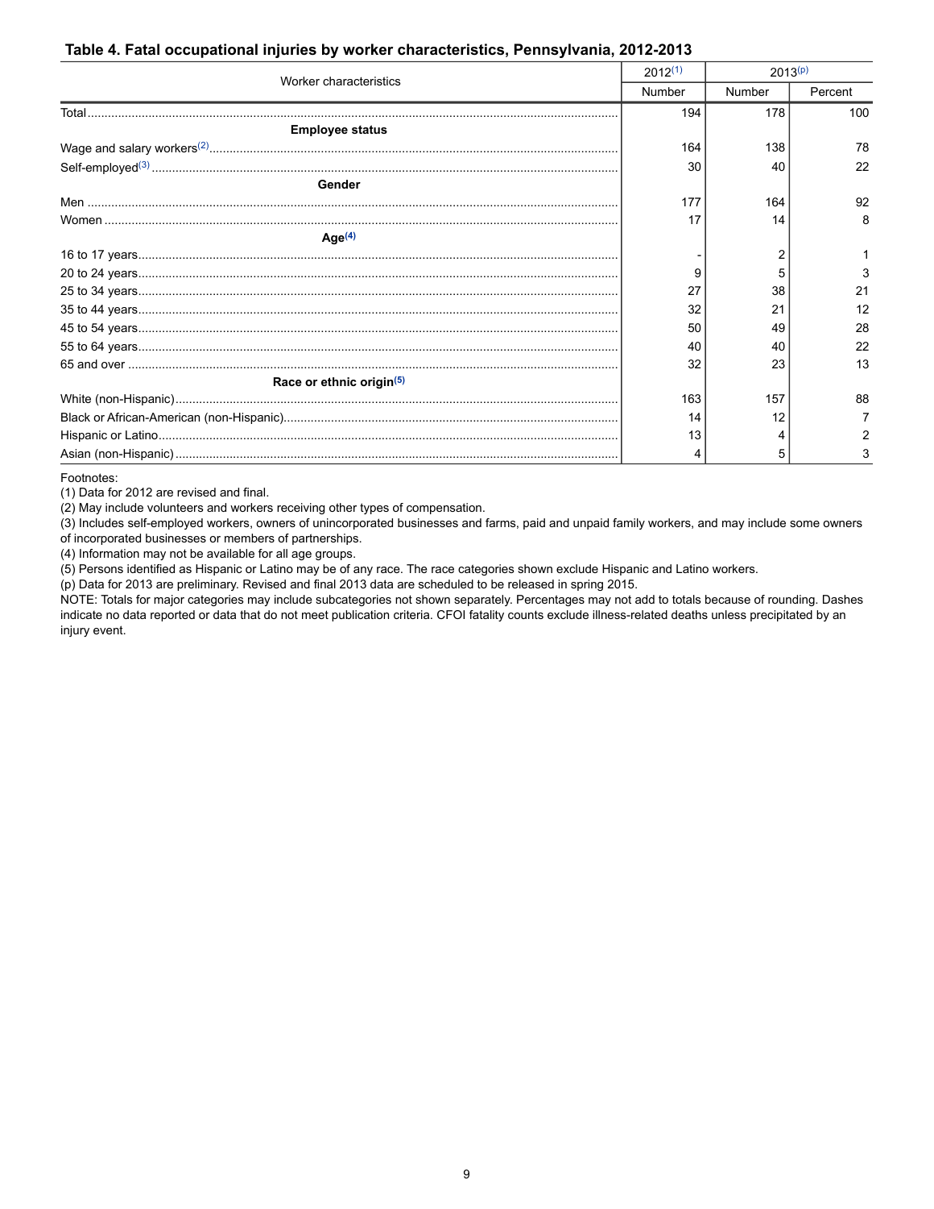## Table 4. Fatal occupational injuries by worker characteristics, Pennsylvania, 2012-2013

| Worker characteristics | 2012[(1)] | 2013[(p)] | |
|---|---|---|---|
| | Number | Number | Percent |
| Total | 194 | 178 | 100 |
| **Employee status** | | | |
| Wage and salary workers[(2)] | 164 | 138 | 78 |
| Self-employed[(3)] | 30 | 40 | 22 |
| **Gender** | | | |
| Men | 177 | 164 | 92 |
| Women | 17 | 14 | 8 |
| **Age[(4)]** | | | |
| 16 to 17 years | - | 2 | 1 |
| 20 to 24 years | 9 | 5 | 3 |
| 25 to 34 years | 27 | 38 | 21 |
| 35 to 44 years | 32 | 21 | 12 |
| 45 to 54 years | 50 | 49 | 28 |
| 55 to 64 years | 40 | 40 | 22 |
| 65 and over | 32 | 23 | 13 |
| **Race or ethnic origin[(5)]** | | | |
| White (non-Hispanic) | 163 | 157 | 88 |
| Black or African-American (non-Hispanic) | 14 | 12 | 7 |
| Hispanic or Latino | 13 | 4 | 2 |
| Asian (non-Hispanic) | 4 | 5 | 3 |

Footnotes:
(1) Data for 2012 are revised and final.
(2) May include volunteers and workers receiving other types of compensation.
(3) Includes self-employed workers, owners of unincorporated businesses and farms, paid and unpaid family workers, and may include some owners of incorporated businesses or members of partnerships.
(4) Information may not be available for all age groups.
(5) Persons identified as Hispanic or Latino may be of any race. The race categories shown exclude Hispanic and Latino workers.
(p) Data for 2013 are preliminary. Revised and final 2013 data are scheduled to be released in spring 2015.
NOTE: Totals for major categories may include subcategories not shown separately. Percentages may not add to totals because of rounding. Dashes indicate no data reported or data that do not meet publication criteria. CFOI fatality counts exclude illness-related deaths unless precipitated by an injury event.